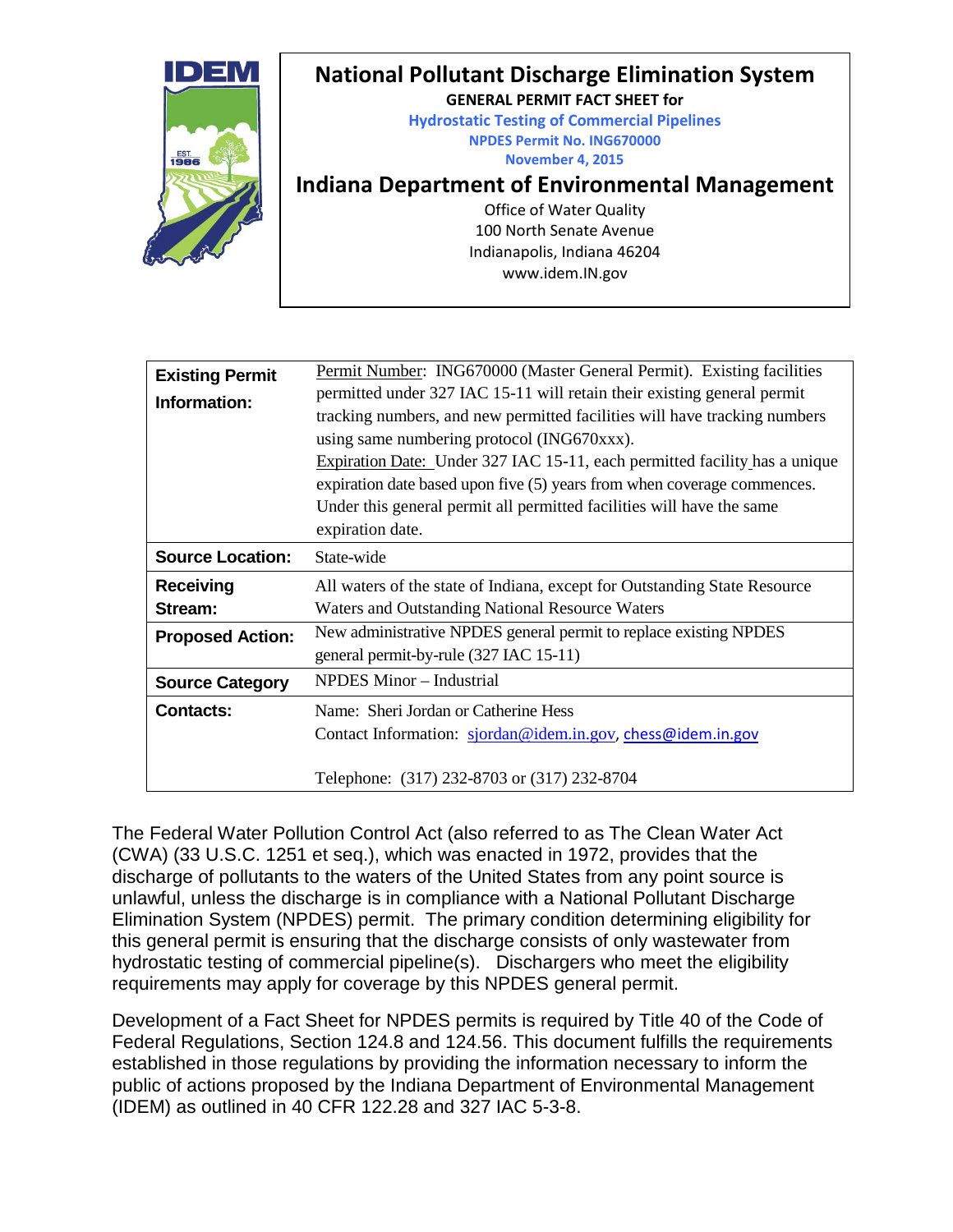# National Pollutant Discharge Elimination System

**GENERAL PERMIT FACT SHEET for**

**Hydrostatic Testing of Commercial Pipelines**

**NPDES Permit No. ING670000**

**November 4, 2015**

## Indiana Department of Environmental Management

Office of Water Quality
100 North Senate Avenue
Indianapolis, Indiana 46204
www.idem.IN.gov

| | |
|---|---|
| **Existing Permit Information:** | Permit Number: ING670000 (Master General Permit). Existing facilities permitted under 327 IAC 15-11 will retain their existing general permit tracking numbers, and new permitted facilities will have tracking numbers using same numbering protocol (ING670xxx). Expiration Date: Under 327 IAC 15-11, each permitted facility has a unique expiration date based upon five (5) years from when coverage commences. Under this general permit all permitted facilities will have the same expiration date. |
| **Source Location:** | State-wide |
| **Receiving Stream:** | All waters of the state of Indiana, except for Outstanding State Resource Waters and Outstanding National Resource Waters |
| **Proposed Action:** | New administrative NPDES general permit to replace existing NPDES general permit-by-rule (327 IAC 15-11) |
| **Source Category** | NPDES Minor – Industrial |
| **Contacts:** | Name: Sheri Jordan or Catherine Hess<br>Contact Information: sjordan@idem.in.gov, chess@idem.in.gov<br><br>Telephone: (317) 232-8703 or (317) 232-8704 |

The Federal Water Pollution Control Act (also referred to as The Clean Water Act (CWA) (33 U.S.C. 1251 et seq.), which was enacted in 1972, provides that the discharge of pollutants to the waters of the United States from any point source is unlawful, unless the discharge is in compliance with a National Pollutant Discharge Elimination System (NPDES) permit. The primary condition determining eligibility for this general permit is ensuring that the discharge consists of only wastewater from hydrostatic testing of commercial pipeline(s). Dischargers who meet the eligibility requirements may apply for coverage by this NPDES general permit.

Development of a Fact Sheet for NPDES permits is required by Title 40 of the Code of Federal Regulations, Section 124.8 and 124.56. This document fulfills the requirements established in those regulations by providing the information necessary to inform the public of actions proposed by the Indiana Department of Environmental Management (IDEM) as outlined in 40 CFR 122.28 and 327 IAC 5-3-8.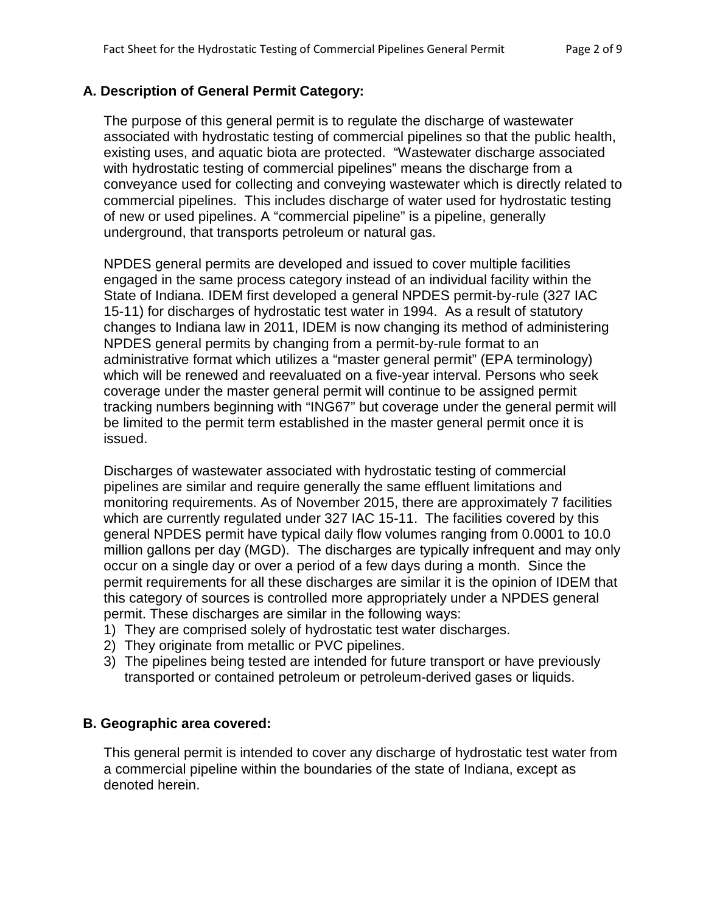## A. Description of General Permit Category:

The purpose of this general permit is to regulate the discharge of wastewater associated with hydrostatic testing of commercial pipelines so that the public health, existing uses, and aquatic biota are protected. "Wastewater discharge associated with hydrostatic testing of commercial pipelines" means the discharge from a conveyance used for collecting and conveying wastewater which is directly related to commercial pipelines. This includes discharge of water used for hydrostatic testing of new or used pipelines. A "commercial pipeline" is a pipeline, generally underground, that transports petroleum or natural gas.

NPDES general permits are developed and issued to cover multiple facilities engaged in the same process category instead of an individual facility within the State of Indiana. IDEM first developed a general NPDES permit-by-rule (327 IAC 15-11) for discharges of hydrostatic test water in 1994. As a result of statutory changes to Indiana law in 2011, IDEM is now changing its method of administering NPDES general permits by changing from a permit-by-rule format to an administrative format which utilizes a "master general permit" (EPA terminology) which will be renewed and reevaluated on a five-year interval. Persons who seek coverage under the master general permit will continue to be assigned permit tracking numbers beginning with "ING67" but coverage under the general permit will be limited to the permit term established in the master general permit once it is issued.

Discharges of wastewater associated with hydrostatic testing of commercial pipelines are similar and require generally the same effluent limitations and monitoring requirements. As of November 2015, there are approximately 7 facilities which are currently regulated under 327 IAC 15-11. The facilities covered by this general NPDES permit have typical daily flow volumes ranging from 0.0001 to 10.0 million gallons per day (MGD). The discharges are typically infrequent and may only occur on a single day or over a period of a few days during a month. Since the permit requirements for all these discharges are similar it is the opinion of IDEM that this category of sources is controlled more appropriately under a NPDES general permit. These discharges are similar in the following ways:

1) They are comprised solely of hydrostatic test water discharges.
2) They originate from metallic or PVC pipelines.
3) The pipelines being tested are intended for future transport or have previously transported or contained petroleum or petroleum-derived gases or liquids.

## B. Geographic area covered:

This general permit is intended to cover any discharge of hydrostatic test water from a commercial pipeline within the boundaries of the state of Indiana, except as denoted herein.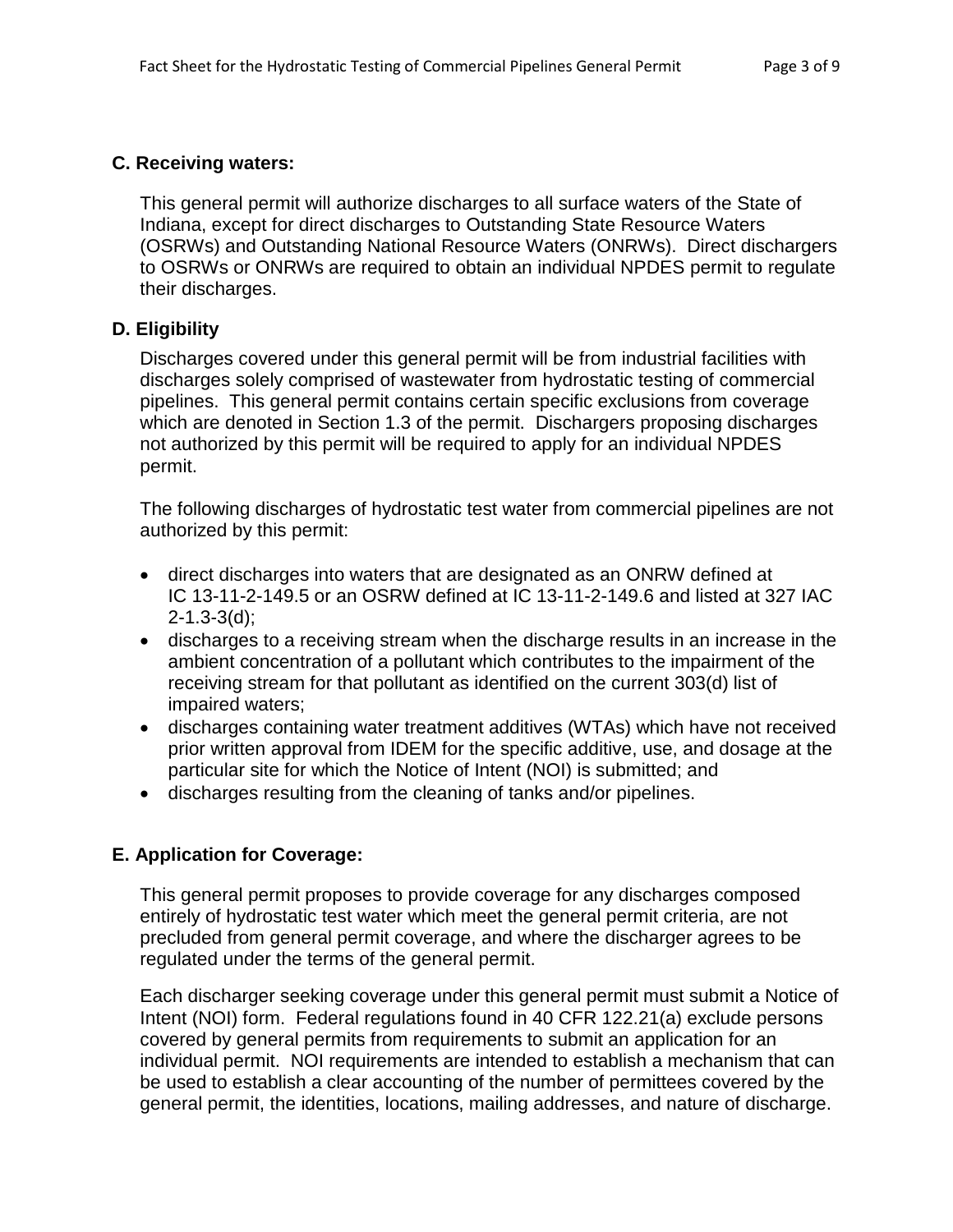### C. Receiving waters:

This general permit will authorize discharges to all surface waters of the State of Indiana, except for direct discharges to Outstanding State Resource Waters (OSRWs) and Outstanding National Resource Waters (ONRWs). Direct dischargers to OSRWs or ONRWs are required to obtain an individual NPDES permit to regulate their discharges.

### D. Eligibility

Discharges covered under this general permit will be from industrial facilities with discharges solely comprised of wastewater from hydrostatic testing of commercial pipelines. This general permit contains certain specific exclusions from coverage which are denoted in Section 1.3 of the permit. Dischargers proposing discharges not authorized by this permit will be required to apply for an individual NPDES permit.

The following discharges of hydrostatic test water from commercial pipelines are not authorized by this permit:

- direct discharges into waters that are designated as an ONRW defined at IC 13-11-2-149.5 or an OSRW defined at IC 13-11-2-149.6 and listed at 327 IAC 2-1.3-3(d);
- discharges to a receiving stream when the discharge results in an increase in the ambient concentration of a pollutant which contributes to the impairment of the receiving stream for that pollutant as identified on the current 303(d) list of impaired waters;
- discharges containing water treatment additives (WTAs) which have not received prior written approval from IDEM for the specific additive, use, and dosage at the particular site for which the Notice of Intent (NOI) is submitted; and
- discharges resulting from the cleaning of tanks and/or pipelines.

### E. Application for Coverage:

This general permit proposes to provide coverage for any discharges composed entirely of hydrostatic test water which meet the general permit criteria, are not precluded from general permit coverage, and where the discharger agrees to be regulated under the terms of the general permit.

Each discharger seeking coverage under this general permit must submit a Notice of Intent (NOI) form. Federal regulations found in 40 CFR 122.21(a) exclude persons covered by general permits from requirements to submit an application for an individual permit. NOI requirements are intended to establish a mechanism that can be used to establish a clear accounting of the number of permittees covered by the general permit, the identities, locations, mailing addresses, and nature of discharge.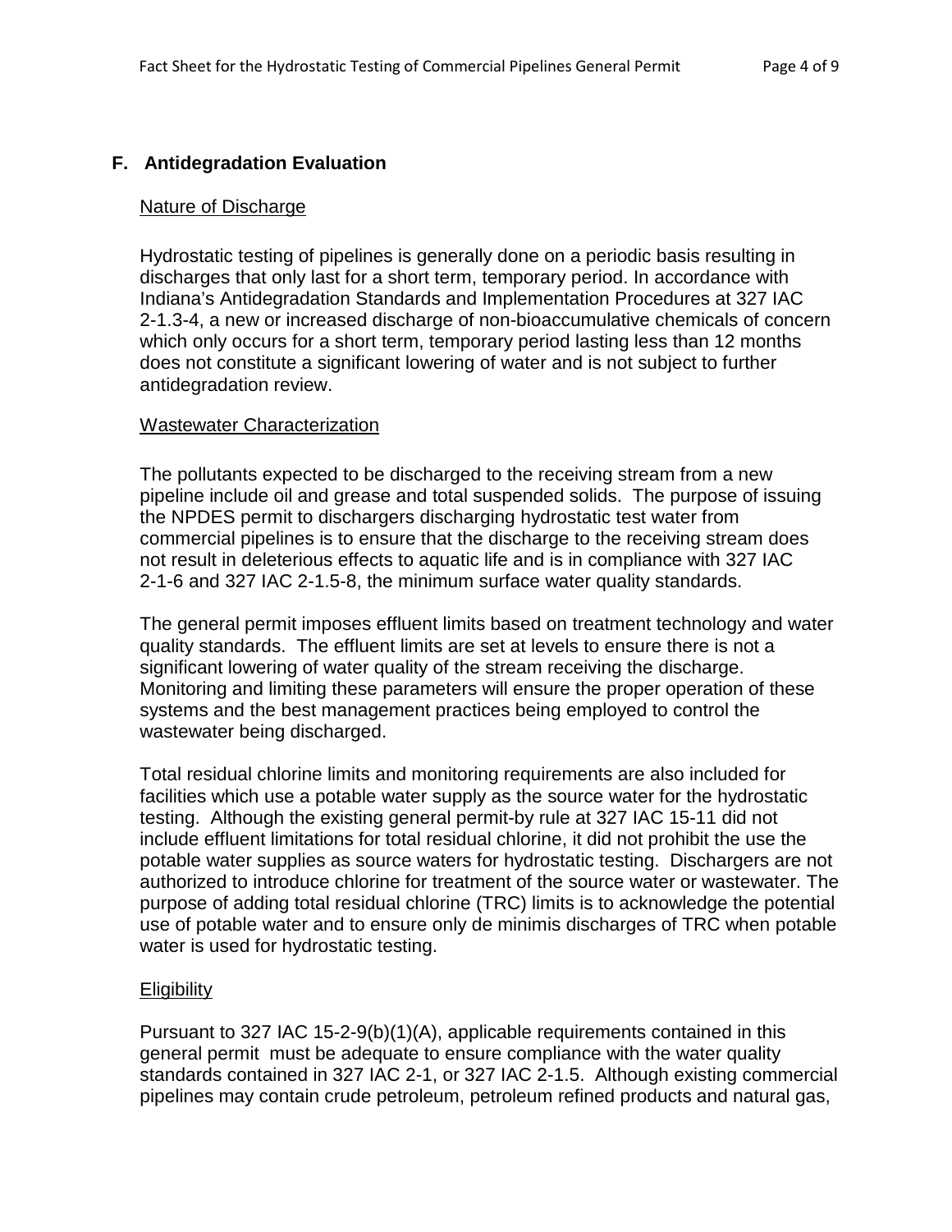## F. Antidegradation Evaluation

Nature of Discharge

Hydrostatic testing of pipelines is generally done on a periodic basis resulting in discharges that only last for a short term, temporary period. In accordance with Indiana's Antidegradation Standards and Implementation Procedures at 327 IAC 2-1.3-4, a new or increased discharge of non-bioaccumulative chemicals of concern which only occurs for a short term, temporary period lasting less than 12 months does not constitute a significant lowering of water and is not subject to further antidegradation review.

Wastewater Characterization

The pollutants expected to be discharged to the receiving stream from a new pipeline include oil and grease and total suspended solids. The purpose of issuing the NPDES permit to dischargers discharging hydrostatic test water from commercial pipelines is to ensure that the discharge to the receiving stream does not result in deleterious effects to aquatic life and is in compliance with 327 IAC 2-1-6 and 327 IAC 2-1.5-8, the minimum surface water quality standards.

The general permit imposes effluent limits based on treatment technology and water quality standards. The effluent limits are set at levels to ensure there is not a significant lowering of water quality of the stream receiving the discharge. Monitoring and limiting these parameters will ensure the proper operation of these systems and the best management practices being employed to control the wastewater being discharged.

Total residual chlorine limits and monitoring requirements are also included for facilities which use a potable water supply as the source water for the hydrostatic testing. Although the existing general permit-by rule at 327 IAC 15-11 did not include effluent limitations for total residual chlorine, it did not prohibit the use the potable water supplies as source waters for hydrostatic testing. Dischargers are not authorized to introduce chlorine for treatment of the source water or wastewater. The purpose of adding total residual chlorine (TRC) limits is to acknowledge the potential use of potable water and to ensure only de minimis discharges of TRC when potable water is used for hydrostatic testing.

Eligibility

Pursuant to 327 IAC 15-2-9(b)(1)(A), applicable requirements contained in this general permit must be adequate to ensure compliance with the water quality standards contained in 327 IAC 2-1, or 327 IAC 2-1.5. Although existing commercial pipelines may contain crude petroleum, petroleum refined products and natural gas,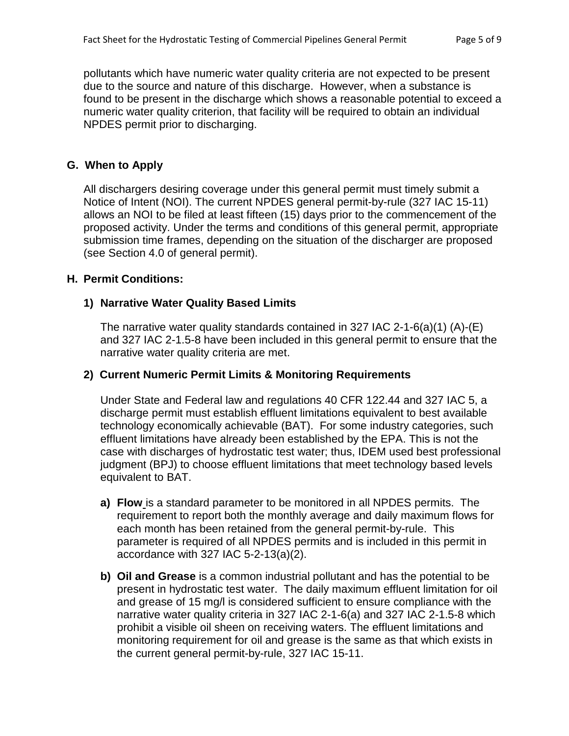pollutants which have numeric water quality criteria are not expected to be present due to the source and nature of this discharge. However, when a substance is found to be present in the discharge which shows a reasonable potential to exceed a numeric water quality criterion, that facility will be required to obtain an individual NPDES permit prior to discharging.

## G. When to Apply

All dischargers desiring coverage under this general permit must timely submit a Notice of Intent (NOI). The current NPDES general permit-by-rule (327 IAC 15-11) allows an NOI to be filed at least fifteen (15) days prior to the commencement of the proposed activity. Under the terms and conditions of this general permit, appropriate submission time frames, depending on the situation of the discharger are proposed (see Section 4.0 of general permit).

## H. Permit Conditions:

### 1) Narrative Water Quality Based Limits

The narrative water quality standards contained in 327 IAC 2-1-6(a)(1) (A)-(E) and 327 IAC 2-1.5-8 have been included in this general permit to ensure that the narrative water quality criteria are met.

### 2) Current Numeric Permit Limits & Monitoring Requirements

Under State and Federal law and regulations 40 CFR 122.44 and 327 IAC 5, a discharge permit must establish effluent limitations equivalent to best available technology economically achievable (BAT). For some industry categories, such effluent limitations have already been established by the EPA. This is not the case with discharges of hydrostatic test water; thus, IDEM used best professional judgment (BPJ) to choose effluent limitations that meet technology based levels equivalent to BAT.

**a) Flow** is a standard parameter to be monitored in all NPDES permits. The requirement to report both the monthly average and daily maximum flows for each month has been retained from the general permit-by-rule. This parameter is required of all NPDES permits and is included in this permit in accordance with 327 IAC 5-2-13(a)(2).

**b) Oil and Grease** is a common industrial pollutant and has the potential to be present in hydrostatic test water. The daily maximum effluent limitation for oil and grease of 15 mg/l is considered sufficient to ensure compliance with the narrative water quality criteria in 327 IAC 2-1-6(a) and 327 IAC 2-1.5-8 which prohibit a visible oil sheen on receiving waters. The effluent limitations and monitoring requirement for oil and grease is the same as that which exists in the current general permit-by-rule, 327 IAC 15-11.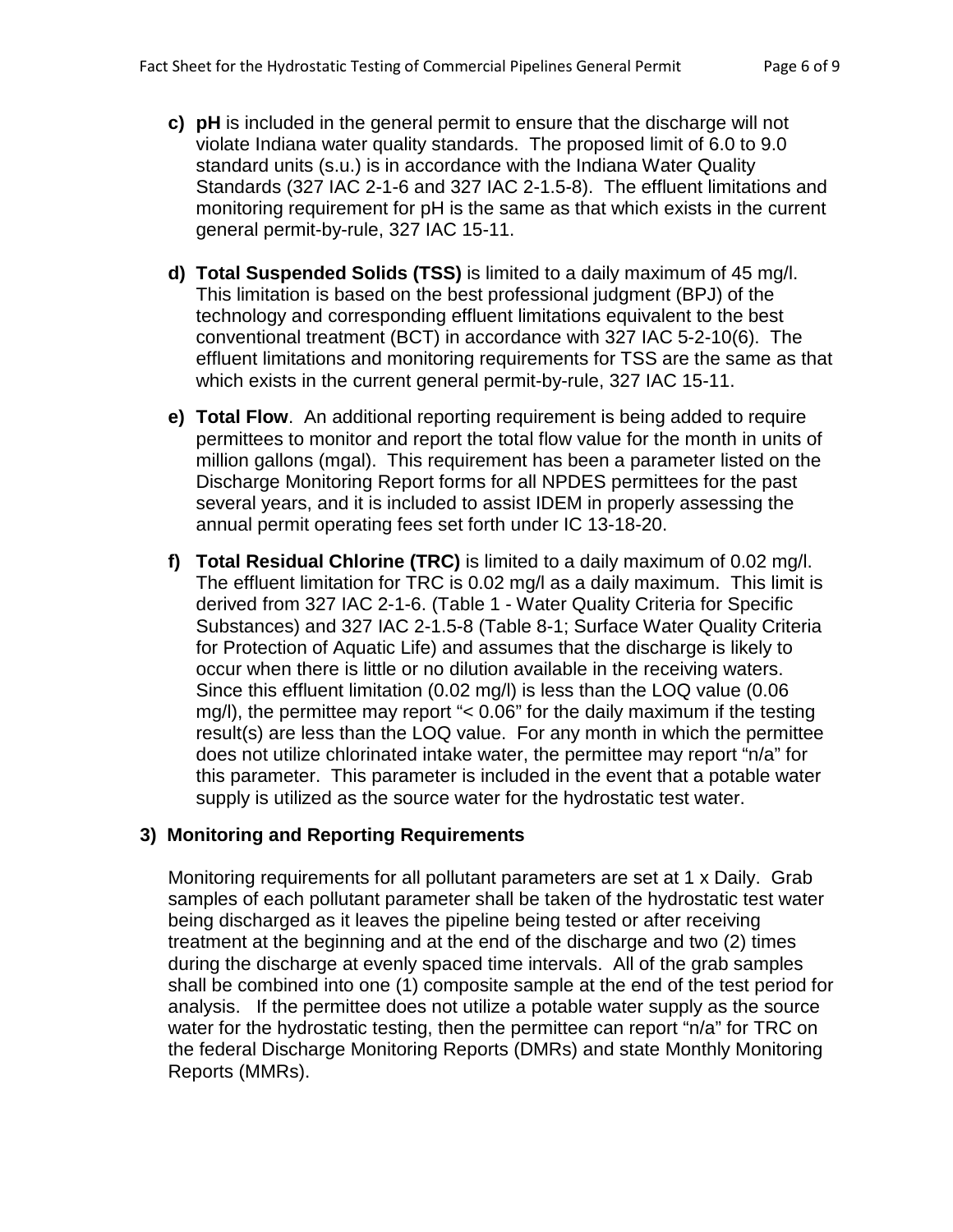c) **pH** is included in the general permit to ensure that the discharge will not violate Indiana water quality standards. The proposed limit of 6.0 to 9.0 standard units (s.u.) is in accordance with the Indiana Water Quality Standards (327 IAC 2-1-6 and 327 IAC 2-1.5-8). The effluent limitations and monitoring requirement for pH is the same as that which exists in the current general permit-by-rule, 327 IAC 15-11.

d) **Total Suspended Solids (TSS)** is limited to a daily maximum of 45 mg/l. This limitation is based on the best professional judgment (BPJ) of the technology and corresponding effluent limitations equivalent to the best conventional treatment (BCT) in accordance with 327 IAC 5-2-10(6). The effluent limitations and monitoring requirements for TSS are the same as that which exists in the current general permit-by-rule, 327 IAC 15-11.

e) **Total Flow**. An additional reporting requirement is being added to require permittees to monitor and report the total flow value for the month in units of million gallons (mgal). This requirement has been a parameter listed on the Discharge Monitoring Report forms for all NPDES permittees for the past several years, and it is included to assist IDEM in properly assessing the annual permit operating fees set forth under IC 13-18-20.

f) **Total Residual Chlorine (TRC)** is limited to a daily maximum of 0.02 mg/l. The effluent limitation for TRC is 0.02 mg/l as a daily maximum. This limit is derived from 327 IAC 2-1-6. (Table 1 - Water Quality Criteria for Specific Substances) and 327 IAC 2-1.5-8 (Table 8-1; Surface Water Quality Criteria for Protection of Aquatic Life) and assumes that the discharge is likely to occur when there is little or no dilution available in the receiving waters. Since this effluent limitation (0.02 mg/l) is less than the LOQ value (0.06 mg/l), the permittee may report "< 0.06" for the daily maximum if the testing result(s) are less than the LOQ value. For any month in which the permittee does not utilize chlorinated intake water, the permittee may report "n/a" for this parameter. This parameter is included in the event that a potable water supply is utilized as the source water for the hydrostatic test water.

## 3) Monitoring and Reporting Requirements

Monitoring requirements for all pollutant parameters are set at 1 x Daily. Grab samples of each pollutant parameter shall be taken of the hydrostatic test water being discharged as it leaves the pipeline being tested or after receiving treatment at the beginning and at the end of the discharge and two (2) times during the discharge at evenly spaced time intervals. All of the grab samples shall be combined into one (1) composite sample at the end of the test period for analysis. If the permittee does not utilize a potable water supply as the source water for the hydrostatic testing, then the permittee can report "n/a" for TRC on the federal Discharge Monitoring Reports (DMRs) and state Monthly Monitoring Reports (MMRs).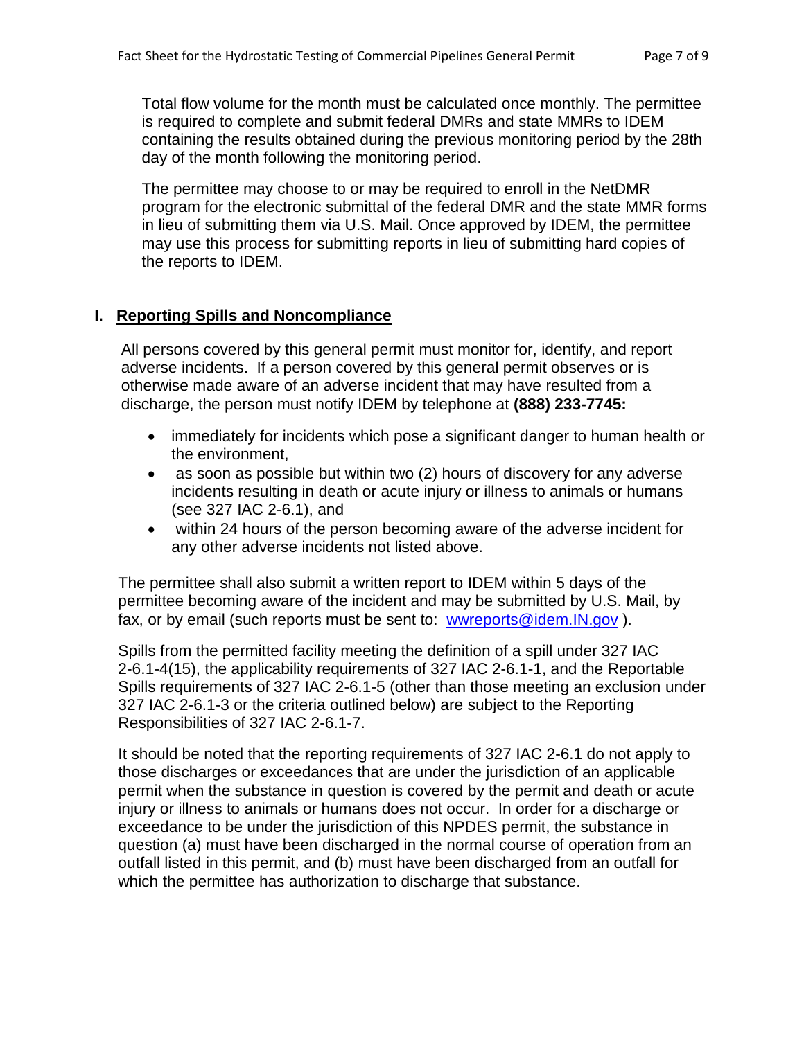Total flow volume for the month must be calculated once monthly. The permittee is required to complete and submit federal DMRs and state MMRs to IDEM containing the results obtained during the previous monitoring period by the 28th day of the month following the monitoring period.

The permittee may choose to or may be required to enroll in the NetDMR program for the electronic submittal of the federal DMR and the state MMR forms in lieu of submitting them via U.S. Mail. Once approved by IDEM, the permittee may use this process for submitting reports in lieu of submitting hard copies of the reports to IDEM.

## I. Reporting Spills and Noncompliance

All persons covered by this general permit must monitor for, identify, and report adverse incidents. If a person covered by this general permit observes or is otherwise made aware of an adverse incident that may have resulted from a discharge, the person must notify IDEM by telephone at **(888) 233-7745:**

- immediately for incidents which pose a significant danger to human health or the environment,
- as soon as possible but within two (2) hours of discovery for any adverse incidents resulting in death or acute injury or illness to animals or humans (see 327 IAC 2-6.1), and
- within 24 hours of the person becoming aware of the adverse incident for any other adverse incidents not listed above.

The permittee shall also submit a written report to IDEM within 5 days of the permittee becoming aware of the incident and may be submitted by U.S. Mail, by fax, or by email (such reports must be sent to: wwreports@idem.IN.gov ).

Spills from the permitted facility meeting the definition of a spill under 327 IAC 2-6.1-4(15), the applicability requirements of 327 IAC 2-6.1-1, and the Reportable Spills requirements of 327 IAC 2-6.1-5 (other than those meeting an exclusion under 327 IAC 2-6.1-3 or the criteria outlined below) are subject to the Reporting Responsibilities of 327 IAC 2-6.1-7.

It should be noted that the reporting requirements of 327 IAC 2-6.1 do not apply to those discharges or exceedances that are under the jurisdiction of an applicable permit when the substance in question is covered by the permit and death or acute injury or illness to animals or humans does not occur. In order for a discharge or exceedance to be under the jurisdiction of this NPDES permit, the substance in question (a) must have been discharged in the normal course of operation from an outfall listed in this permit, and (b) must have been discharged from an outfall for which the permittee has authorization to discharge that substance.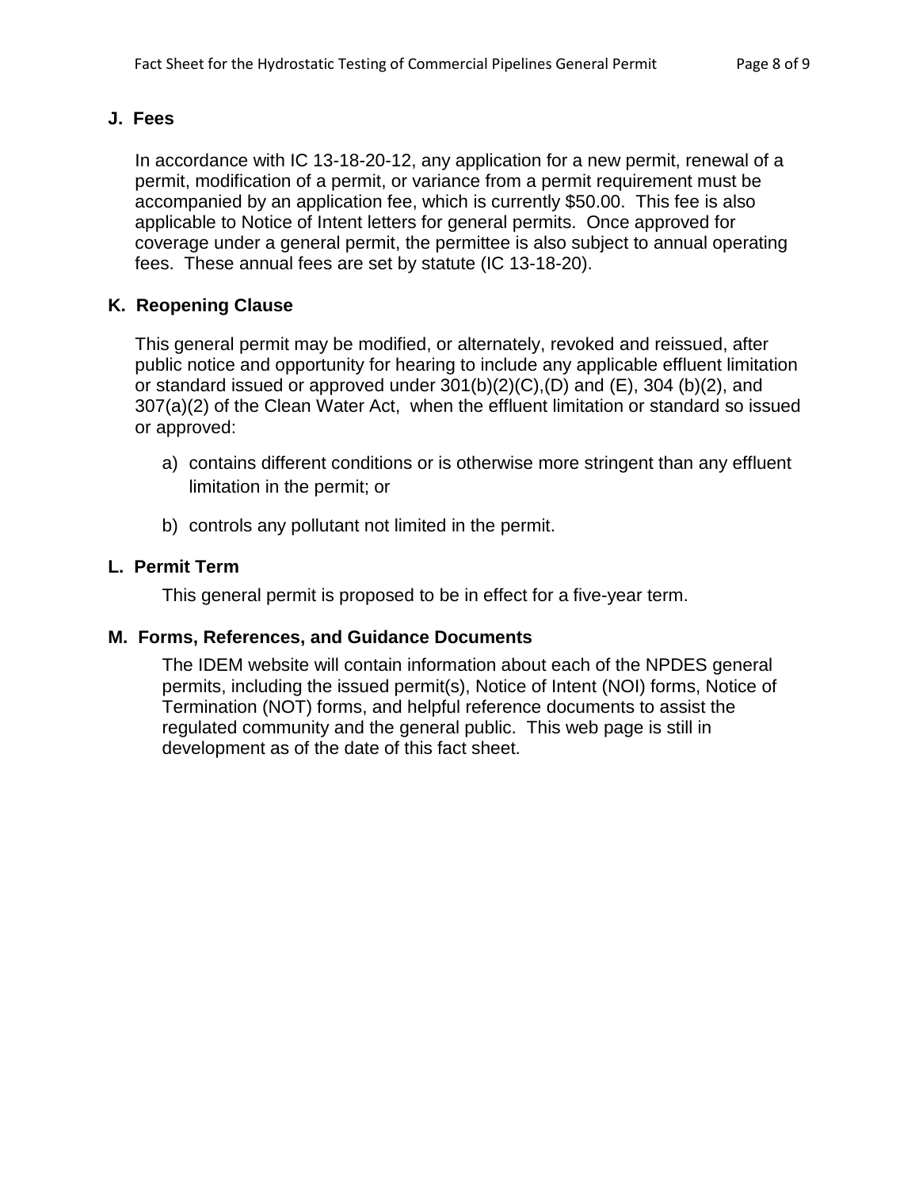### J. Fees

In accordance with IC 13-18-20-12, any application for a new permit, renewal of a permit, modification of a permit, or variance from a permit requirement must be accompanied by an application fee, which is currently $50.00. This fee is also applicable to Notice of Intent letters for general permits. Once approved for coverage under a general permit, the permittee is also subject to annual operating fees. These annual fees are set by statute (IC 13-18-20).

### K. Reopening Clause

This general permit may be modified, or alternately, revoked and reissued, after public notice and opportunity for hearing to include any applicable effluent limitation or standard issued or approved under 301(b)(2)(C),(D) and (E), 304 (b)(2), and 307(a)(2) of the Clean Water Act, when the effluent limitation or standard so issued or approved:

a) contains different conditions or is otherwise more stringent than any effluent limitation in the permit; or

b) controls any pollutant not limited in the permit.

### L. Permit Term

This general permit is proposed to be in effect for a five-year term.

### M. Forms, References, and Guidance Documents

The IDEM website will contain information about each of the NPDES general permits, including the issued permit(s), Notice of Intent (NOI) forms, Notice of Termination (NOT) forms, and helpful reference documents to assist the regulated community and the general public. This web page is still in development as of the date of this fact sheet.